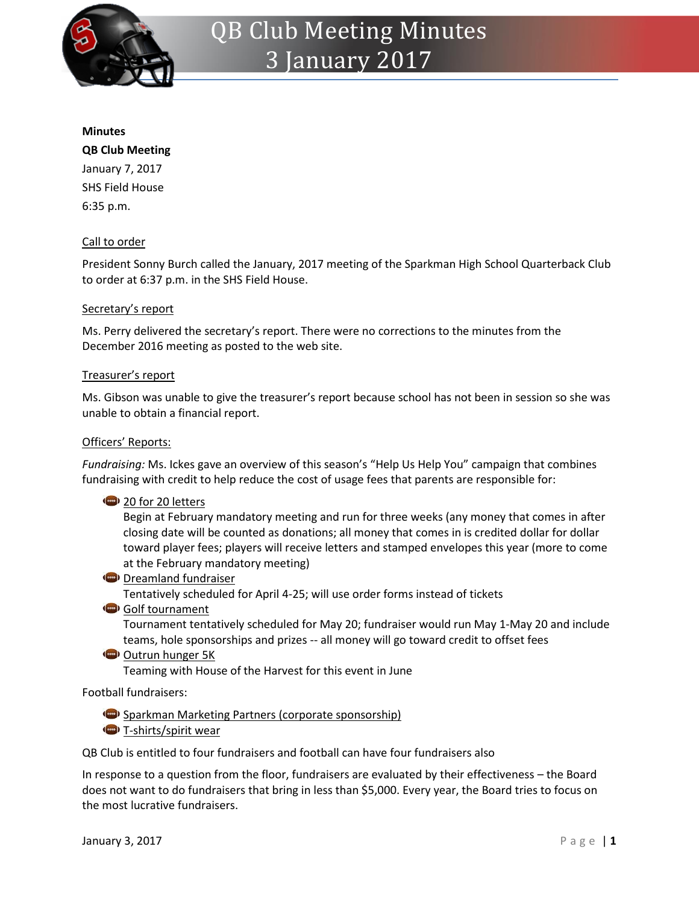# QB Club Meeting Minutes
# 3 January 2017

**Minutes**

**QB Club Meeting**

January 7, 2017

SHS Field House

6:35 p.m.

## Call to order

President Sonny Burch called the January, 2017 meeting of the Sparkman High School Quarterback Club to order at 6:37 p.m. in the SHS Field House.

## Secretary's report

Ms. Perry delivered the secretary's report. There were no corrections to the minutes from the December 2016 meeting as posted to the web site.

## Treasurer's report

Ms. Gibson was unable to give the treasurer's report because school has not been in session so she was unable to obtain a financial report.

## Officers' Reports:

*Fundraising:* Ms. Ickes gave an overview of this season's "Help Us Help You" campaign that combines fundraising with credit to help reduce the cost of usage fees that parents are responsible for:

- 20 for 20 letters
  Begin at February mandatory meeting and run for three weeks (any money that comes in after closing date will be counted as donations; all money that comes in is credited dollar for dollar toward player fees; players will receive letters and stamped envelopes this year (more to come at the February mandatory meeting)
- Dreamland fundraiser
  Tentatively scheduled for April 4-25; will use order forms instead of tickets
- Golf tournament
  Tournament tentatively scheduled for May 20; fundraiser would run May 1-May 20 and include teams, hole sponsorships and prizes -- all money will go toward credit to offset fees
- Outrun hunger 5K
  Teaming with House of the Harvest for this event in June

Football fundraisers:

- Sparkman Marketing Partners (corporate sponsorship)
- T-shirts/spirit wear

QB Club is entitled to four fundraisers and football can have four fundraisers also

In response to a question from the floor, fundraisers are evaluated by their effectiveness – the Board does not want to do fundraisers that bring in less than $5,000. Every year, the Board tries to focus on the most lucrative fundraisers.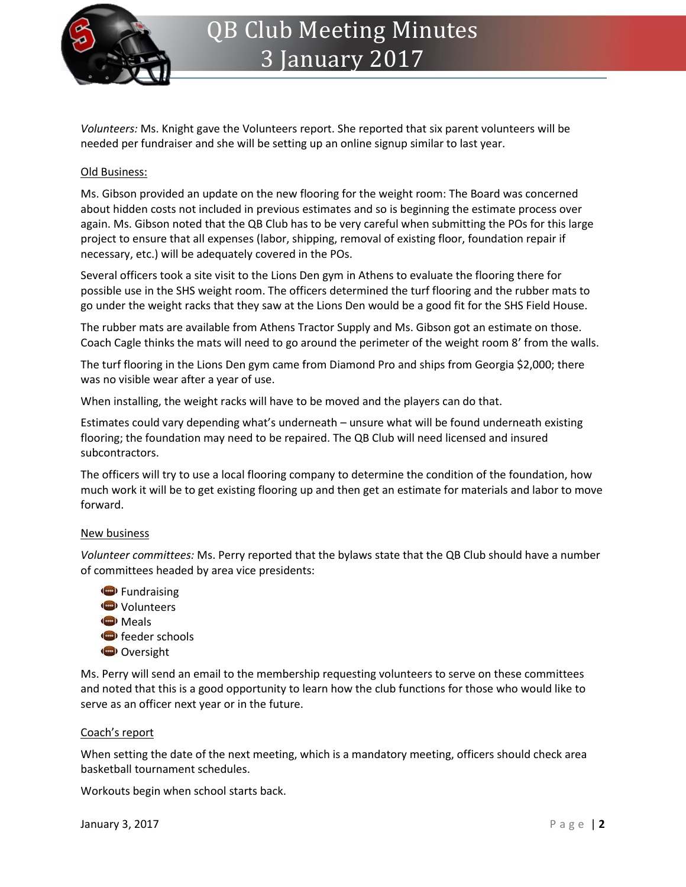*Volunteers:* Ms. Knight gave the Volunteers report. She reported that six parent volunteers will be needed per fundraiser and she will be setting up an online signup similar to last year.

Old Business:

Ms. Gibson provided an update on the new flooring for the weight room: The Board was concerned about hidden costs not included in previous estimates and so is beginning the estimate process over again. Ms. Gibson noted that the QB Club has to be very careful when submitting the POs for this large project to ensure that all expenses (labor, shipping, removal of existing floor, foundation repair if necessary, etc.) will be adequately covered in the POs.

Several officers took a site visit to the Lions Den gym in Athens to evaluate the flooring there for possible use in the SHS weight room. The officers determined the turf flooring and the rubber mats to go under the weight racks that they saw at the Lions Den would be a good fit for the SHS Field House.

The rubber mats are available from Athens Tractor Supply and Ms. Gibson got an estimate on those. Coach Cagle thinks the mats will need to go around the perimeter of the weight room 8' from the walls.

The turf flooring in the Lions Den gym came from Diamond Pro and ships from Georgia $2,000; there was no visible wear after a year of use.

When installing, the weight racks will have to be moved and the players can do that.

Estimates could vary depending what's underneath – unsure what will be found underneath existing flooring; the foundation may need to be repaired. The QB Club will need licensed and insured subcontractors.

The officers will try to use a local flooring company to determine the condition of the foundation, how much work it will be to get existing flooring up and then get an estimate for materials and labor to move forward.

New business

*Volunteer committees:* Ms. Perry reported that the bylaws state that the QB Club should have a number of committees headed by area vice presidents:

- Fundraising
- Volunteers
- Meals
- feeder schools
- Oversight

Ms. Perry will send an email to the membership requesting volunteers to serve on these committees and noted that this is a good opportunity to learn how the club functions for those who would like to serve as an officer next year or in the future.

Coach's report

When setting the date of the next meeting, which is a mandatory meeting, officers should check area basketball tournament schedules.

Workouts begin when school starts back.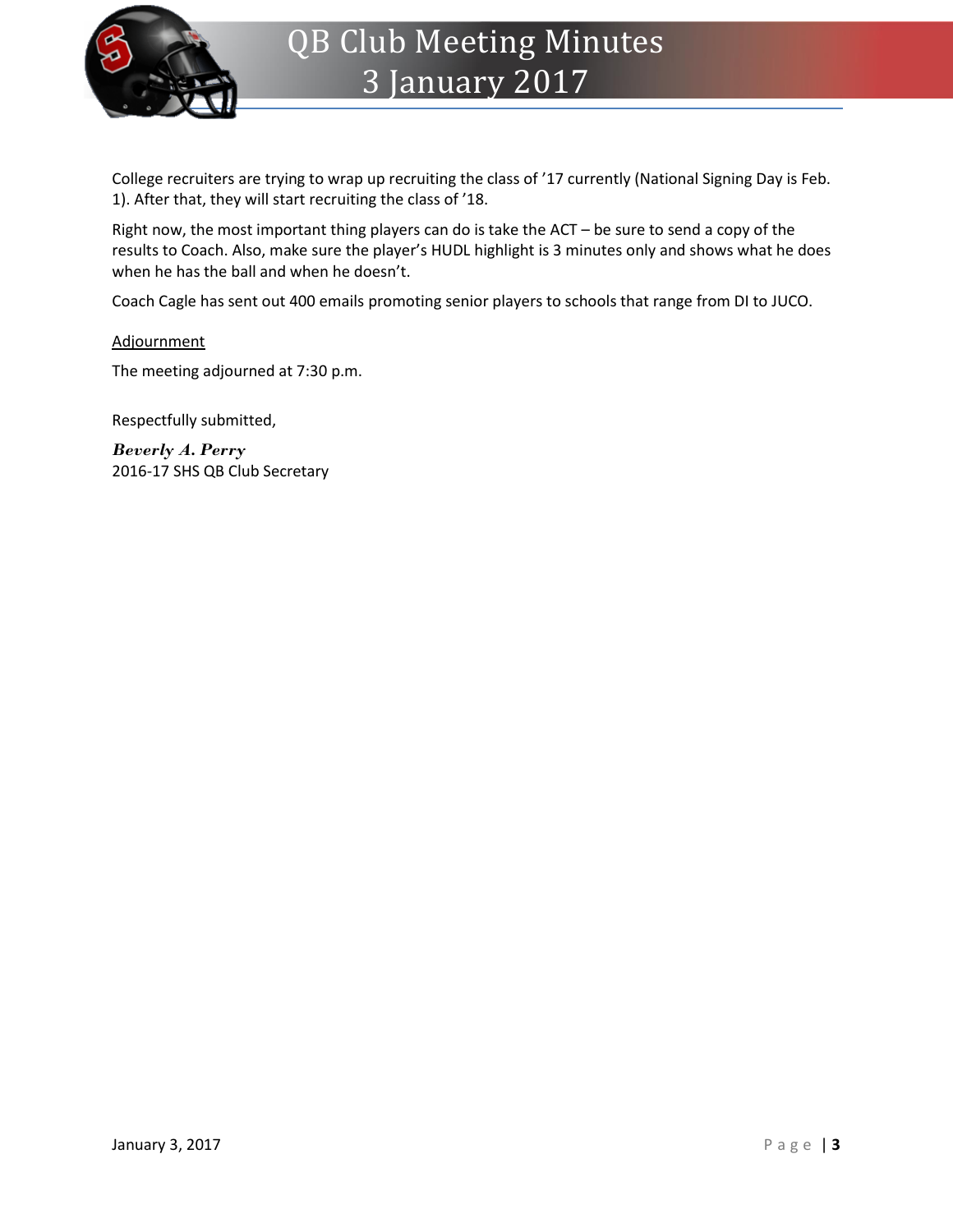College recruiters are trying to wrap up recruiting the class of ’17 currently (National Signing Day is Feb. 1). After that, they will start recruiting the class of ’18.

Right now, the most important thing players can do is take the ACT – be sure to send a copy of the results to Coach. Also, make sure the player’s HUDL highlight is 3 minutes only and shows what he does when he has the ball and when he doesn’t.

Coach Cagle has sent out 400 emails promoting senior players to schools that range from DI to JUCO.

Adjournment

The meeting adjourned at 7:30 p.m.

Respectfully submitted,

***Beverly A. Perry***
2016-17 SHS QB Club Secretary